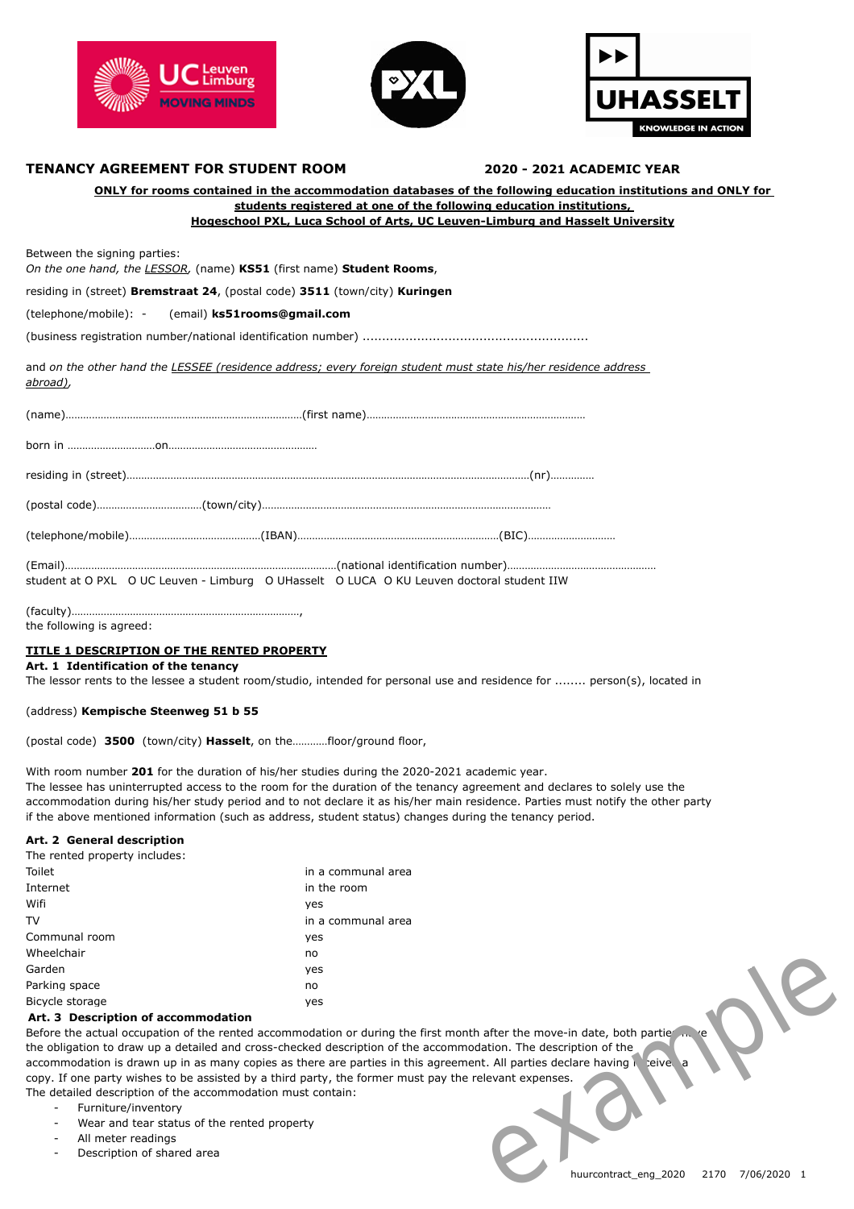**TENANCY AGREEMENT FOR STUDENT ROOM** **2020 - 2021 ACADEMIC YEAR**

**ONLY for rooms contained in the accommodation databases of the following education institutions and ONLY for students registered at one of the following education institutions, Hogeschool PXL, Luca School of Arts, UC Leuven-Limburg and Hasselt University**

Between the signing parties:
*On the one hand, the LESSOR,* (name) **KS51** (first name) **Student Rooms**,

residing in (street) **Bremstraat 24**, (postal code) **3511** (town/city) **Kuringen**

(telephone/mobile): - (email) **ks51rooms@gmail.com**

(business registration number/national identification number) ..........................................................

and *on the other hand the LESSEE (residence address; every foreign student must state his/her residence address abroad),*

(name)………………………………………………………………………(first name)…………………………………………………………………

born in …………………………on……………………………………………

residing in (street)……………………………………………………………………………………………………………………………(nr)……………

(postal code)………………………………(town/city)……………………………………………………………………………………

(telephone/mobile)………………………………………(IBAN)……………………………………………………………(BIC)…………………………

(Email)…………………………………………………………………………………(national identification number)……………………………………………
student at O PXL O UC Leuven - Limburg O UHasselt O LUCA O KU Leuven doctoral student IIW

(faculty)……………………………………………………………………,
the following is agreed:

## TITLE 1 DESCRIPTION OF THE RENTED PROPERTY

### Art. 1 Identification of the tenancy

The lessor rents to the lessee a student room/studio, intended for personal use and residence for ........ person(s), located in

(address) **Kempische Steenweg 51 b 55**

(postal code) **3500** (town/city) **Hasselt**, on the…………floor/ground floor,

With room number **201** for the duration of his/her studies during the 2020-2021 academic year.
The lessee has uninterrupted access to the room for the duration of the tenancy agreement and declares to solely use the accommodation during his/her study period and to not declare it as his/her main residence. Parties must notify the other party if the above mentioned information (such as address, student status) changes during the tenancy period.

### Art. 2 General description

The rented property includes:

| | |
|---|---|
| Toilet | in a communal area |
| Internet | in the room |
| Wifi | yes |
| TV | in a communal area |
| Communal room | yes |
| Wheelchair | no |
| Garden | yes |
| Parking space | no |
| Bicycle storage | yes |

### Art. 3 Description of accommodation

Before the actual occupation of the rented accommodation or during the first month after the move-in date, both parties have the obligation to draw up a detailed and cross-checked description of the accommodation. The description of the accommodation is drawn up in as many copies as there are parties in this agreement. All parties declare having received a copy. If one party wishes to be assisted by a third party, the former must pay the relevant expenses.
The detailed description of the accommodation must contain:

- Furniture/inventory
- Wear and tear status of the rented property
- All meter readings
- Description of shared area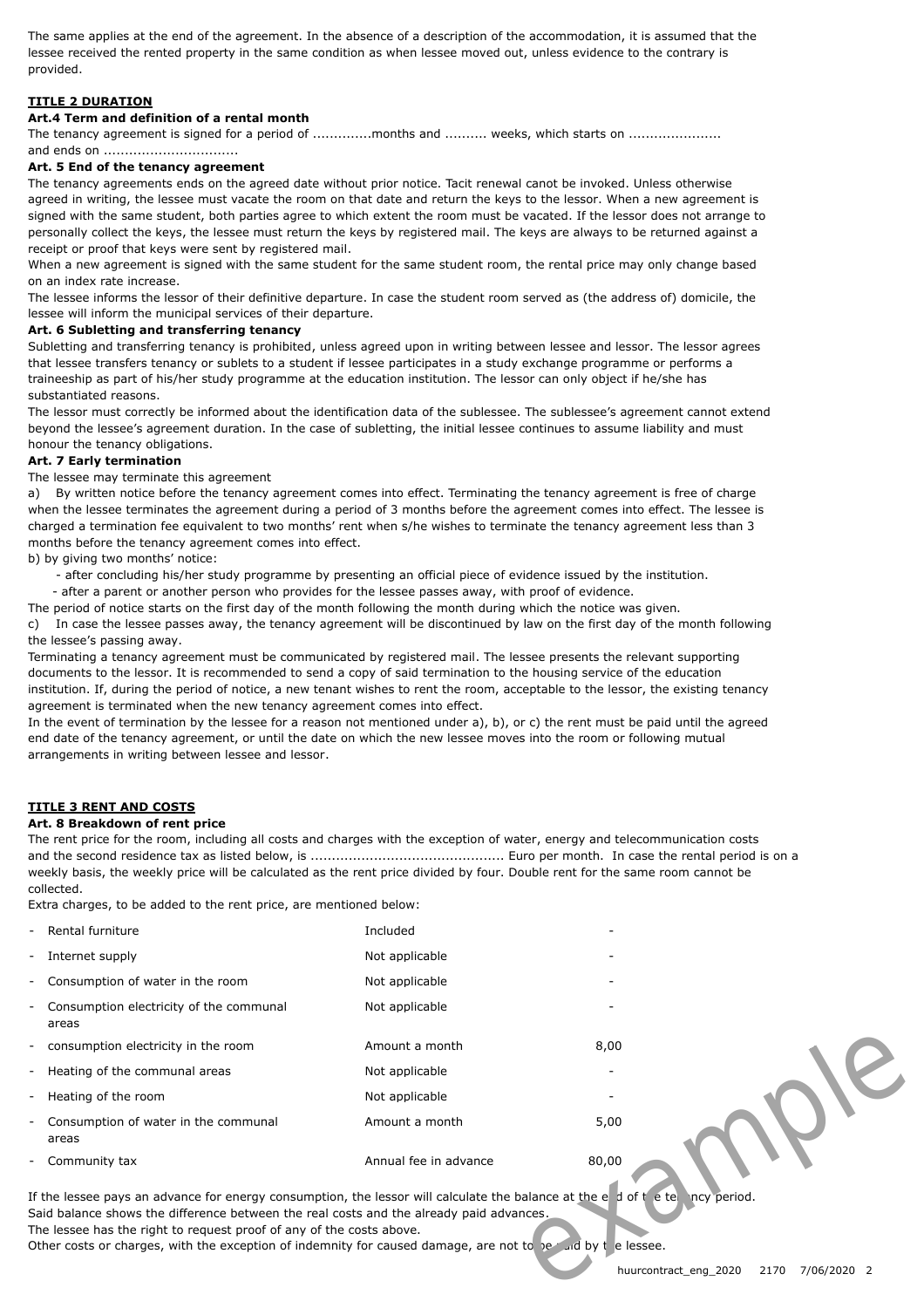The same applies at the end of the agreement. In the absence of a description of the accommodation, it is assumed that the lessee received the rented property in the same condition as when lessee moved out, unless evidence to the contrary is provided.

## TITLE 2 DURATION

### Art.4 Term and definition of a rental month

The tenancy agreement is signed for a period of .............months and .......... weeks, which starts on ..................... and ends on ...............................

### Art. 5 End of the tenancy agreement

The tenancy agreements ends on the agreed date without prior notice. Tacit renewal canot be invoked. Unless otherwise agreed in writing, the lessee must vacate the room on that date and return the keys to the lessor. When a new agreement is signed with the same student, both parties agree to which extent the room must be vacated. If the lessor does not arrange to personally collect the keys, the lessee must return the keys by registered mail. The keys are always to be returned against a receipt or proof that keys were sent by registered mail.

When a new agreement is signed with the same student for the same student room, the rental price may only change based on an index rate increase.

The lessee informs the lessor of their definitive departure. In case the student room served as (the address of) domicile, the lessee will inform the municipal services of their departure.

### Art. 6 Subletting and transferring tenancy

Subletting and transferring tenancy is prohibited, unless agreed upon in writing between lessee and lessor. The lessor agrees that lessee transfers tenancy or sublets to a student if lessee participates in a study exchange programme or performs a traineeship as part of his/her study programme at the education institution. The lessor can only object if he/she has substantiated reasons.

The lessor must correctly be informed about the identification data of the sublessee. The sublessee's agreement cannot extend beyond the lessee's agreement duration. In the case of subletting, the initial lessee continues to assume liability and must honour the tenancy obligations.

### Art. 7 Early termination

The lessee may terminate this agreement

a) By written notice before the tenancy agreement comes into effect. Terminating the tenancy agreement is free of charge when the lessee terminates the agreement during a period of 3 months before the agreement comes into effect. The lessee is charged a termination fee equivalent to two months' rent when s/he wishes to terminate the tenancy agreement less than 3 months before the tenancy agreement comes into effect.

b) by giving two months' notice:

- after concluding his/her study programme by presenting an official piece of evidence issued by the institution.
- after a parent or another person who provides for the lessee passes away, with proof of evidence.

The period of notice starts on the first day of the month following the month during which the notice was given.

c) In case the lessee passes away, the tenancy agreement will be discontinued by law on the first day of the month following the lessee's passing away.

Terminating a tenancy agreement must be communicated by registered mail. The lessee presents the relevant supporting documents to the lessor. It is recommended to send a copy of said termination to the housing service of the education institution. If, during the period of notice, a new tenant wishes to rent the room, acceptable to the lessor, the existing tenancy agreement is terminated when the new tenancy agreement comes into effect.

In the event of termination by the lessee for a reason not mentioned under a), b), or c) the rent must be paid until the agreed end date of the tenancy agreement, or until the date on which the new lessee moves into the room or following mutual arrangements in writing between lessee and lessor.

## TITLE 3 RENT AND COSTS

### Art. 8 Breakdown of rent price

The rent price for the room, including all costs and charges with the exception of water, energy and telecommunication costs and the second residence tax as listed below, is ............................................. Euro per month. In case the rental period is on a weekly basis, the weekly price will be calculated as the rent price divided by four. Double rent for the same room cannot be collected.

Extra charges, to be added to the rent price, are mentioned below:

| | | |
|---|---|---|
| - Rental furniture | Included | - |
| - Internet supply | Not applicable | - |
| - Consumption of water in the room | Not applicable | - |
| - Consumption electricity of the communal areas | Not applicable | - |
| - consumption electricity in the room | Amount a month | 8,00 |
| - Heating of the communal areas | Not applicable | - |
| - Heating of the room | Not applicable | - |
| - Consumption of water in the communal areas | Amount a month | 5,00 |
| - Community tax | Annual fee in advance | 80,00 |

If the lessee pays an advance for energy consumption, the lessor will calculate the balance at the end of the tenancy period. Said balance shows the difference between the real costs and the already paid advances.

The lessee has the right to request proof of any of the costs above.

Other costs or charges, with the exception of indemnity for caused damage, are not to be paid by the lessee.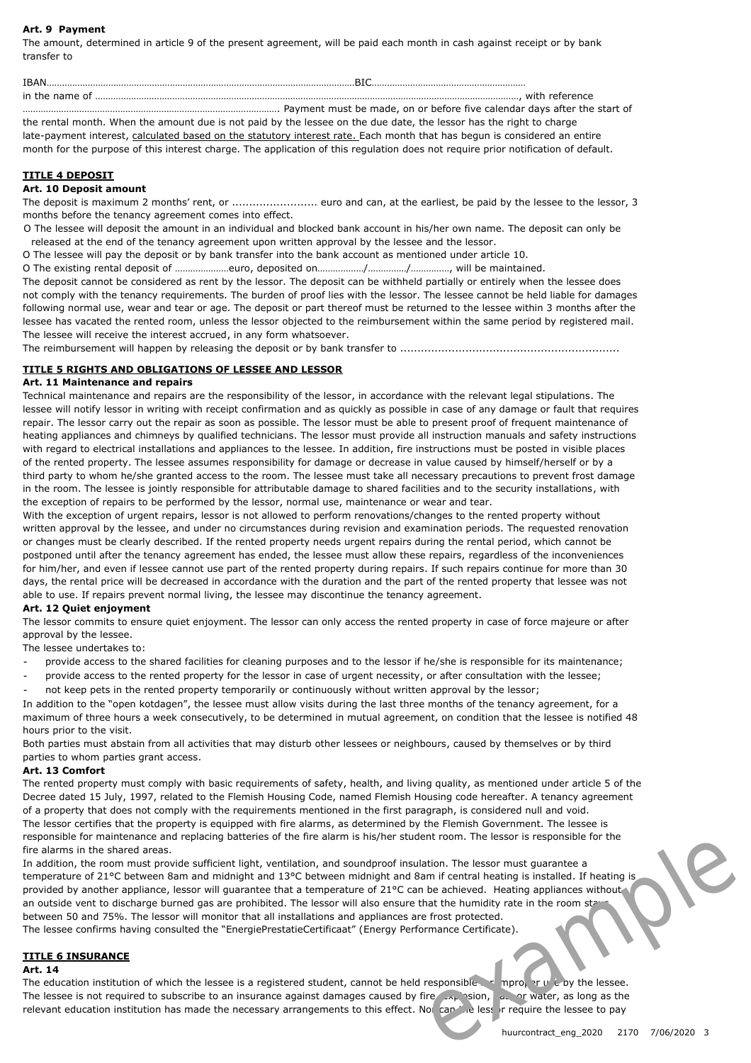**Art. 9 Payment**

The amount, determined in article 9 of the present agreement, will be paid each month in cash against receipt or by bank transfer to

IBAN………………………………………………………………………………………………………BIC……………………………………………………

in the name of ……………………………………………………………………………………………………………………………………………………, with reference ………………………………………………………………………………………. Payment must be made, on or before five calendar days after the start of the rental month. When the amount due is not paid by the lessee on the due date, the lessor has the right to charge late-payment interest, calculated based on the statutory interest rate. Each month that has begun is considered an entire month for the purpose of this interest charge. The application of this regulation does not require prior notification of default.

## TITLE 4 DEPOSIT

**Art. 10 Deposit amount**

The deposit is maximum 2 months' rent, or ......................... euro and can, at the earliest, be paid by the lessee to the lessor, 3 months before the tenancy agreement comes into effect.

O The lessee will deposit the amount in an individual and blocked bank account in his/her own name. The deposit can only be released at the end of the tenancy agreement upon written approval by the lessee and the lessor.

O The lessee will pay the deposit or by bank transfer into the bank account as mentioned under article 10.

O The existing rental deposit of …………………euro, deposited on………………/……………/……………, will be maintained.

The deposit cannot be considered as rent by the lessor. The deposit can be withheld partially or entirely when the lessee does not comply with the tenancy requirements. The burden of proof lies with the lessor. The lessee cannot be held liable for damages following normal use, wear and tear or age. The deposit or part thereof must be returned to the lessee within 3 months after the lessee has vacated the rented room, unless the lessor objected to the reimbursement within the same period by registered mail. The lessee will receive the interest accrued, in any form whatsoever.

The reimbursement will happen by releasing the deposit or by bank transfer to ...............................................................

## TITLE 5 RIGHTS AND OBLIGATIONS OF LESSEE AND LESSOR

**Art. 11 Maintenance and repairs**

Technical maintenance and repairs are the responsibility of the lessor, in accordance with the relevant legal stipulations. The lessee will notify lessor in writing with receipt confirmation and as quickly as possible in case of any damage or fault that requires repair. The lessor carry out the repair as soon as possible. The lessor must be able to present proof of frequent maintenance of heating appliances and chimneys by qualified technicians. The lessor must provide all instruction manuals and safety instructions with regard to electrical installations and appliances to the lessee. In addition, fire instructions must be posted in visible places of the rented property. The lessee assumes responsibility for damage or decrease in value caused by himself/herself or by a third party to whom he/she granted access to the room. The lessee must take all necessary precautions to prevent frost damage in the room. The lessee is jointly responsible for attributable damage to shared facilities and to the security installations, with the exception of repairs to be performed by the lessor, normal use, maintenance or wear and tear.

With the exception of urgent repairs, lessor is not allowed to perform renovations/changes to the rented property without written approval by the lessee, and under no circumstances during revision and examination periods. The requested renovation or changes must be clearly described. If the rented property needs urgent repairs during the rental period, which cannot be postponed until after the tenancy agreement has ended, the lessee must allow these repairs, regardless of the inconveniences for him/her, and even if lessee cannot use part of the rented property during repairs. If such repairs continue for more than 30 days, the rental price will be decreased in accordance with the duration and the part of the rented property that lessee was not able to use. If repairs prevent normal living, the lessee may discontinue the tenancy agreement.

**Art. 12 Quiet enjoyment**

The lessor commits to ensure quiet enjoyment. The lessor can only access the rented property in case of force majeure or after approval by the lessee.

The lessee undertakes to:

- provide access to the shared facilities for cleaning purposes and to the lessor if he/she is responsible for its maintenance;
- provide access to the rented property for the lessor in case of urgent necessity, or after consultation with the lessee;
- not keep pets in the rented property temporarily or continuously without written approval by the lessor;

In addition to the "open kotdagen", the lessee must allow visits during the last three months of the tenancy agreement, for a maximum of three hours a week consecutively, to be determined in mutual agreement, on condition that the lessee is notified 48 hours prior to the visit.

Both parties must abstain from all activities that may disturb other lessees or neighbours, caused by themselves or by third parties to whom parties grant access.

**Art. 13 Comfort**

The rented property must comply with basic requirements of safety, health, and living quality, as mentioned under article 5 of the Decree dated 15 July, 1997, related to the Flemish Housing Code, named Flemish Housing code hereafter. A tenancy agreement of a property that does not comply with the requirements mentioned in the first paragraph, is considered null and void.

The lessor certifies that the property is equipped with fire alarms, as determined by the Flemish Government. The lessee is responsible for maintenance and replacing batteries of the fire alarm is his/her student room. The lessor is responsible for the fire alarms in the shared areas.

In addition, the room must provide sufficient light, ventilation, and soundproof insulation. The lessor must guarantee a temperature of 21°C between 8am and midnight and 13°C between midnight and 8am if central heating is installed. If heating is provided by another appliance, lessor will guarantee that a temperature of 21°C can be achieved. Heating appliances without an outside vent to discharge burned gas are prohibited. The lessor will also ensure that the humidity rate in the room stays between 50 and 75%. The lessor will monitor that all installations and appliances are frost protected.

The lessee confirms having consulted the "EnergiePrestatieCertificaat" (Energy Performance Certificate).

## TITLE 6 INSURANCE

**Art. 14**

The education institution of which the lessee is a registered student, cannot be held responsible for improper use by the lessee. The lessee is not required to subscribe to an insurance against damages caused by fire, explosion, gas or water, as long as the relevant education institution has made the necessary arrangements to this effect. Nor can the lessor require the lessee to pay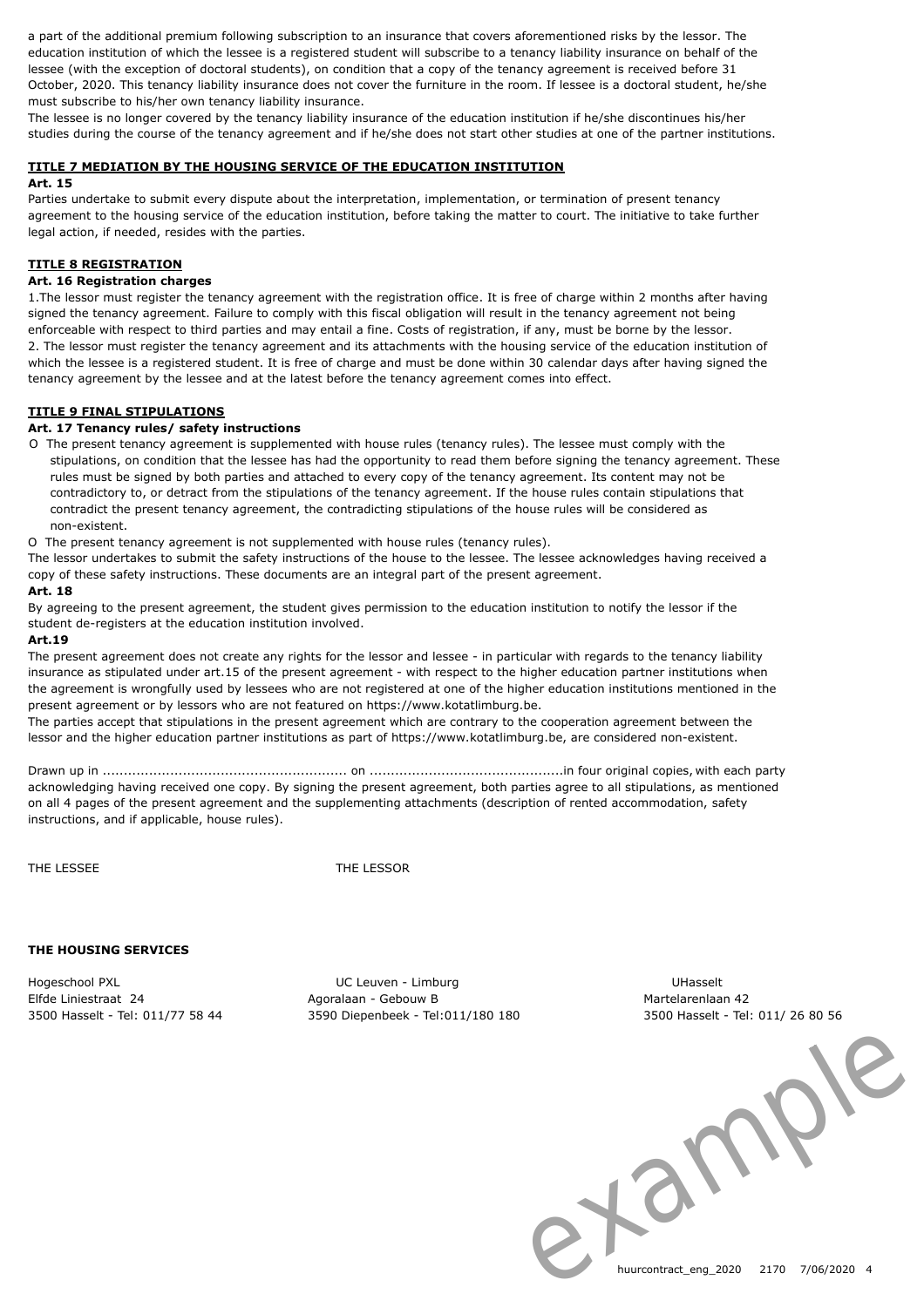a part of the additional premium following subscription to an insurance that covers aforementioned risks by the lessor. The education institution of which the lessee is a registered student will subscribe to a tenancy liability insurance on behalf of the lessee (with the exception of doctoral students), on condition that a copy of the tenancy agreement is received before 31 October, 2020. This tenancy liability insurance does not cover the furniture in the room. If lessee is a doctoral student, he/she must subscribe to his/her own tenancy liability insurance.
The lessee is no longer covered by the tenancy liability insurance of the education institution if he/she discontinues his/her studies during the course of the tenancy agreement and if he/she does not start other studies at one of the partner institutions.

## TITLE 7 MEDIATION BY THE HOUSING SERVICE OF THE EDUCATION INSTITUTION

**Art. 15**

Parties undertake to submit every dispute about the interpretation, implementation, or termination of present tenancy agreement to the housing service of the education institution, before taking the matter to court. The initiative to take further legal action, if needed, resides with the parties.

## TITLE 8 REGISTRATION

**Art. 16 Registration charges**

1.The lessor must register the tenancy agreement with the registration office. It is free of charge within 2 months after having signed the tenancy agreement. Failure to comply with this fiscal obligation will result in the tenancy agreement not being enforceable with respect to third parties and may entail a fine. Costs of registration, if any, must be borne by the lessor.
2. The lessor must register the tenancy agreement and its attachments with the housing service of the education institution of which the lessee is a registered student. It is free of charge and must be done within 30 calendar days after having signed the tenancy agreement by the lessee and at the latest before the tenancy agreement comes into effect.

## TITLE 9 FINAL STIPULATIONS

**Art. 17 Tenancy rules/ safety instructions**

O The present tenancy agreement is supplemented with house rules (tenancy rules). The lessee must comply with the stipulations, on condition that the lessee has had the opportunity to read them before signing the tenancy agreement. These rules must be signed by both parties and attached to every copy of the tenancy agreement. Its content may not be contradictory to, or detract from the stipulations of the tenancy agreement. If the house rules contain stipulations that contradict the present tenancy agreement, the contradicting stipulations of the house rules will be considered as non-existent.

O The present tenancy agreement is not supplemented with house rules (tenancy rules).

The lessor undertakes to submit the safety instructions of the house to the lessee. The lessee acknowledges having received a copy of these safety instructions. These documents are an integral part of the present agreement.

**Art. 18**

By agreeing to the present agreement, the student gives permission to the education institution to notify the lessor if the student de-registers at the education institution involved.

**Art.19**

The present agreement does not create any rights for the lessor and lessee - in particular with regards to the tenancy liability insurance as stipulated under art.15 of the present agreement - with respect to the higher education partner institutions when the agreement is wrongfully used by lessees who are not registered at one of the higher education institutions mentioned in the present agreement or by lessors who are not featured on https://www.kotatlimburg.be.
The parties accept that stipulations in the present agreement which are contrary to the cooperation agreement between the lessor and the higher education partner institutions as part of https://www.kotatlimburg.be, are considered non-existent.

Drawn up in ......................................................... on .............................................in four original copies, with each party acknowledging having received one copy. By signing the present agreement, both parties agree to all stipulations, as mentioned on all 4 pages of the present agreement and the supplementing attachments (description of rented accommodation, safety instructions, and if applicable, house rules).

THE LESSEE

THE LESSOR

**THE HOUSING SERVICES**

Hogeschool PXL
Elfde Liniestraat 24
3500 Hasselt - Tel: 011/77 58 44

UC Leuven - Limburg
Agoralaan - Gebouw B
3590 Diepenbeek - Tel:011/180 180

UHasselt
Martelarenlaan 42
3500 Hasselt - Tel: 011/ 26 80 56

example

huurcontract_eng_2020 2170 7/06/2020